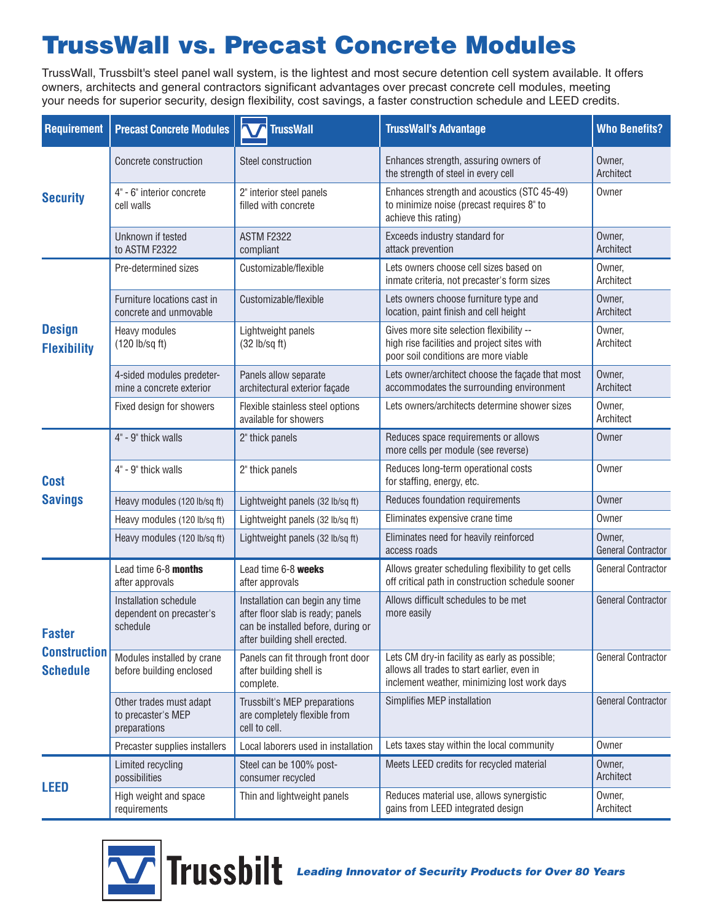# TrussWall vs. Precast Concrete Modules

TrussWall, Trussbilt's steel panel wall system, is the lightest and most secure detention cell system available. It offers owners, architects and general contractors significant advantages over precast concrete cell modules, meeting your needs for superior security, design flexibility, cost savings, a faster construction schedule and LEED credits.

| Requirement | Precast Concrete Modules | TrussWall | TrussWall's Advantage | Who Benefits? |
|---|---|---|---|---|
| **Security** | Concrete construction | Steel construction | Enhances strength, assuring owners of the strength of steel in every cell | Owner, Architect |
| | 4" - 6" interior concrete cell walls | 2" interior steel panels filled with concrete | Enhances strength and acoustics (STC 45-49) to minimize noise (precast requires 8" to achieve this rating) | Owner |
| | Unknown if tested to ASTM F2322 | ASTM F2322 compliant | Exceeds industry standard for attack prevention | Owner, Architect |
| **Design Flexibility** | Pre-determined sizes | Customizable/flexible | Lets owners choose cell sizes based on inmate criteria, not precaster's form sizes | Owner, Architect |
| | Furniture locations cast in concrete and unmovable | Customizable/flexible | Lets owners choose furniture type and location, paint finish and cell height | Owner, Architect |
| | Heavy modules (120 lb/sq ft) | Lightweight panels (32 lb/sq ft) | Gives more site selection flexibility -- high rise facilities and project sites with poor soil conditions are more viable | Owner, Architect |
| | 4-sided modules predetermine a concrete exterior | Panels allow separate architectural exterior façade | Lets owner/architect choose the façade that most accommodates the surrounding environment | Owner, Architect |
| | Fixed design for showers | Flexible stainless steel options available for showers | Lets owners/architects determine shower sizes | Owner, Architect |
| **Cost Savings** | 4" - 9" thick walls | 2" thick panels | Reduces space requirements or allows more cells per module (see reverse) | Owner |
| | 4" - 9" thick walls | 2" thick panels | Reduces long-term operational costs for staffing, energy, etc. | Owner |
| | Heavy modules (120 lb/sq ft) | Lightweight panels (32 lb/sq ft) | Reduces foundation requirements | Owner |
| | Heavy modules (120 lb/sq ft) | Lightweight panels (32 lb/sq ft) | Eliminates expensive crane time | Owner |
| | Heavy modules (120 lb/sq ft) | Lightweight panels (32 lb/sq ft) | Eliminates need for heavily reinforced access roads | Owner, General Contractor |
| **Faster Construction Schedule** | Lead time 6-8 **months** after approvals | Lead time 6-8 **weeks** after approvals | Allows greater scheduling flexibility to get cells off critical path in construction schedule sooner | General Contractor |
| | Installation schedule dependent on precaster's schedule | Installation can begin any time after floor slab is ready; panels can be installed before, during or after building shell erected. | Allows difficult schedules to be met more easily | General Contractor |
| | Modules installed by crane before building enclosed | Panels can fit through front door after building shell is complete. | Lets CM dry-in facility as early as possible; allows all trades to start earlier, even in inclement weather, minimizing lost work days | General Contractor |
| | Other trades must adapt to precaster's MEP preparations | Trussbilt's MEP preparations are completely flexible from cell to cell. | Simplifies MEP installation | General Contractor |
| | Precaster supplies installers | Local laborers used in installation | Lets taxes stay within the local community | Owner |
| **LEED** | Limited recycling possibilities | Steel can be 100% post-consumer recycled | Meets LEED credits for recycled material | Owner, Architect |
| | High weight and space requirements | Thin and lightweight panels | Reduces material use, allows synergistic gains from LEED integrated design | Owner, Architect |

**Trussbilt** *Leading Innovator of Security Products for Over 80 Years*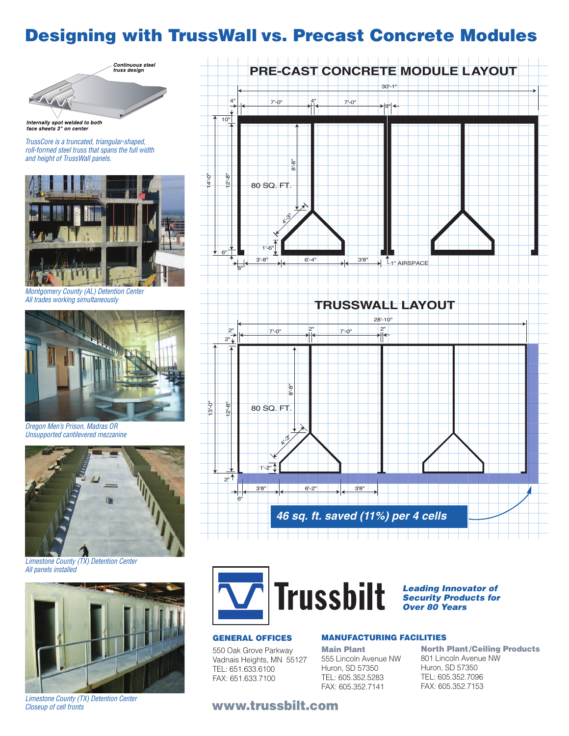# Designing with TrussWall vs. Precast Concrete Modules

*Continuous steel truss design*

*Internally spot welded to both face sheets 3" on center*

*TrussCore is a truncated, triangular-shaped, roll-formed steel truss that spans the full width and height of TrussWall panels.*

*Montgomery County (AL) Detention Center*
*All trades working simultaneously*

*Oregon Men's Prison, Madras OR*
*Unsupported cantilevered mezzanine*

*Limestone County (TX) Detention Center*
*All panels installed*

*Limestone County (TX) Detention Center*
*Closeup of cell fronts*

## PRE-CAST CONCRETE MODULE LAYOUT

30'-1"
4"
7'-0"
4"
7'-0"
9"
10"
14'-0"
12'-8"
8'-8"
80 SQ. FT.
4'-3"
1'-6"
6"
3'-8"
6'-4"
3'8"
8"
1" AIRSPACE

## TRUSSWALL LAYOUT

28'-10"
2"
7'-0"
2"
7'-0"
2"
2"
13'-0"
12'-8"
8'-8"
80 SQ. FT.
4'-3"
1'-2"
2"
3'8"
6'-2"
3'8"
6"

***46 sq. ft. saved (11%) per 4 cells***

**Trussbilt**

***Leading Innovator of Security Products for Over 80 Years***

**GENERAL OFFICES**

550 Oak Grove Parkway
Vadnais Heights, MN 55127
TEL: 651.633.6100
FAX: 651.633.7100

**MANUFACTURING FACILITIES**

**Main Plant**
555 Lincoln Avenue NW
Huron, SD 57350
TEL: 605.352.5283
FAX: 605.352.7141

**North Plant/Ceiling Products**
801 Lincoln Avenue NW
Huron, SD 57350
TEL: 605.352.7096
FAX: 605.352.7153

**www.trussbilt.com**